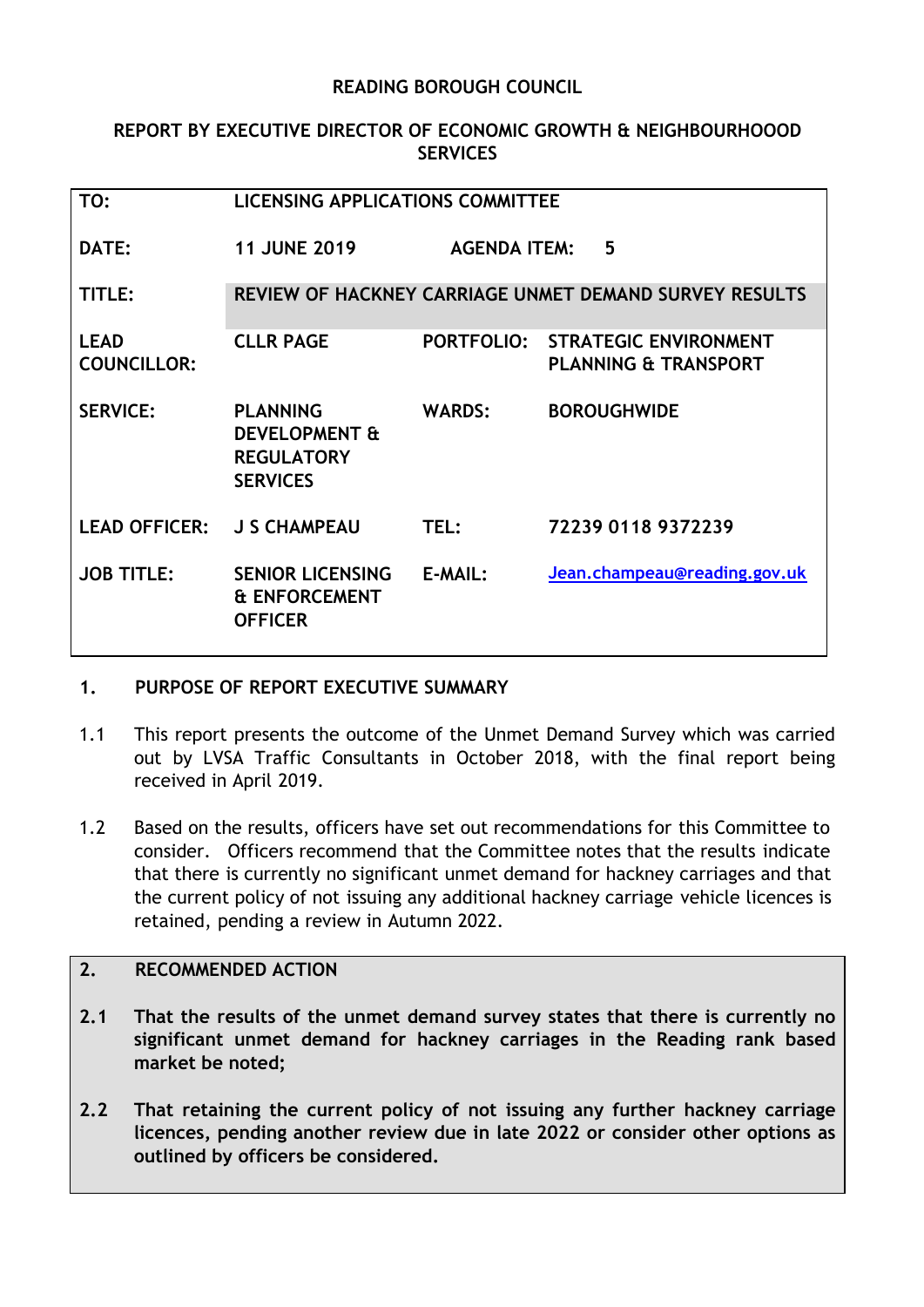**READING BOROUGH COUNCIL**

**REPORT BY EXECUTIVE DIRECTOR OF ECONOMIC GROWTH & NEIGHBOURHOOOD SERVICES**

| | | | |
|---|---|---|---|
| **TO:** | **LICENSING APPLICATIONS COMMITTEE** | | |
| **DATE:** | **11 JUNE 2019** | **AGENDA ITEM:** | **5** |
| **TITLE:** | **REVIEW OF HACKNEY CARRIAGE UNMET DEMAND SURVEY RESULTS** | | |
| **LEAD COUNCILLOR:** | **CLLR PAGE** | **PORTFOLIO:** | **STRATEGIC ENVIRONMENT PLANNING & TRANSPORT** |
| **SERVICE:** | **PLANNING DEVELOPMENT & REGULATORY SERVICES** | **WARDS:** | **BOROUGHWIDE** |
| **LEAD OFFICER:** | **J S CHAMPEAU** | **TEL:** | **72239 0118 9372239** |
| **JOB TITLE:** | **SENIOR LICENSING & ENFORCEMENT OFFICER** | **E-MAIL:** | **Jean.champeau@reading.gov.uk** |

## 1. PURPOSE OF REPORT EXECUTIVE SUMMARY

1.1 This report presents the outcome of the Unmet Demand Survey which was carried out by LVSA Traffic Consultants in October 2018, with the final report being received in April 2019.

1.2 Based on the results, officers have set out recommendations for this Committee to consider. Officers recommend that the Committee notes that the results indicate that there is currently no significant unmet demand for hackney carriages and that the current policy of not issuing any additional hackney carriage vehicle licences is retained, pending a review in Autumn 2022.

## 2. RECOMMENDED ACTION

**2.1 That the results of the unmet demand survey states that there is currently no significant unmet demand for hackney carriages in the Reading rank based market be noted;**

**2.2 That retaining the current policy of not issuing any further hackney carriage licences, pending another review due in late 2022 or consider other options as outlined by officers be considered.**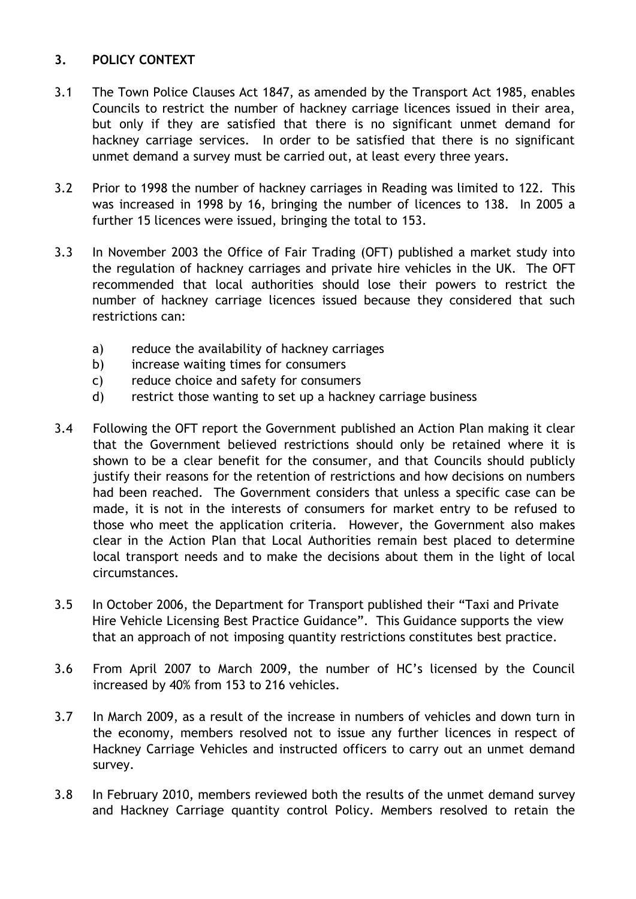## 3. POLICY CONTEXT

3.1 The Town Police Clauses Act 1847, as amended by the Transport Act 1985, enables Councils to restrict the number of hackney carriage licences issued in their area, but only if they are satisfied that there is no significant unmet demand for hackney carriage services. In order to be satisfied that there is no significant unmet demand a survey must be carried out, at least every three years.

3.2 Prior to 1998 the number of hackney carriages in Reading was limited to 122. This was increased in 1998 by 16, bringing the number of licences to 138. In 2005 a further 15 licences were issued, bringing the total to 153.

3.3 In November 2003 the Office of Fair Trading (OFT) published a market study into the regulation of hackney carriages and private hire vehicles in the UK. The OFT recommended that local authorities should lose their powers to restrict the number of hackney carriage licences issued because they considered that such restrictions can:

   a) reduce the availability of hackney carriages
   b) increase waiting times for consumers
   c) reduce choice and safety for consumers
   d) restrict those wanting to set up a hackney carriage business

3.4 Following the OFT report the Government published an Action Plan making it clear that the Government believed restrictions should only be retained where it is shown to be a clear benefit for the consumer, and that Councils should publicly justify their reasons for the retention of restrictions and how decisions on numbers had been reached. The Government considers that unless a specific case can be made, it is not in the interests of consumers for market entry to be refused to those who meet the application criteria. However, the Government also makes clear in the Action Plan that Local Authorities remain best placed to determine local transport needs and to make the decisions about them in the light of local circumstances.

3.5 In October 2006, the Department for Transport published their "Taxi and Private Hire Vehicle Licensing Best Practice Guidance". This Guidance supports the view that an approach of not imposing quantity restrictions constitutes best practice.

3.6 From April 2007 to March 2009, the number of HC's licensed by the Council increased by 40% from 153 to 216 vehicles.

3.7 In March 2009, as a result of the increase in numbers of vehicles and down turn in the economy, members resolved not to issue any further licences in respect of Hackney Carriage Vehicles and instructed officers to carry out an unmet demand survey.

3.8 In February 2010, members reviewed both the results of the unmet demand survey and Hackney Carriage quantity control Policy. Members resolved to retain the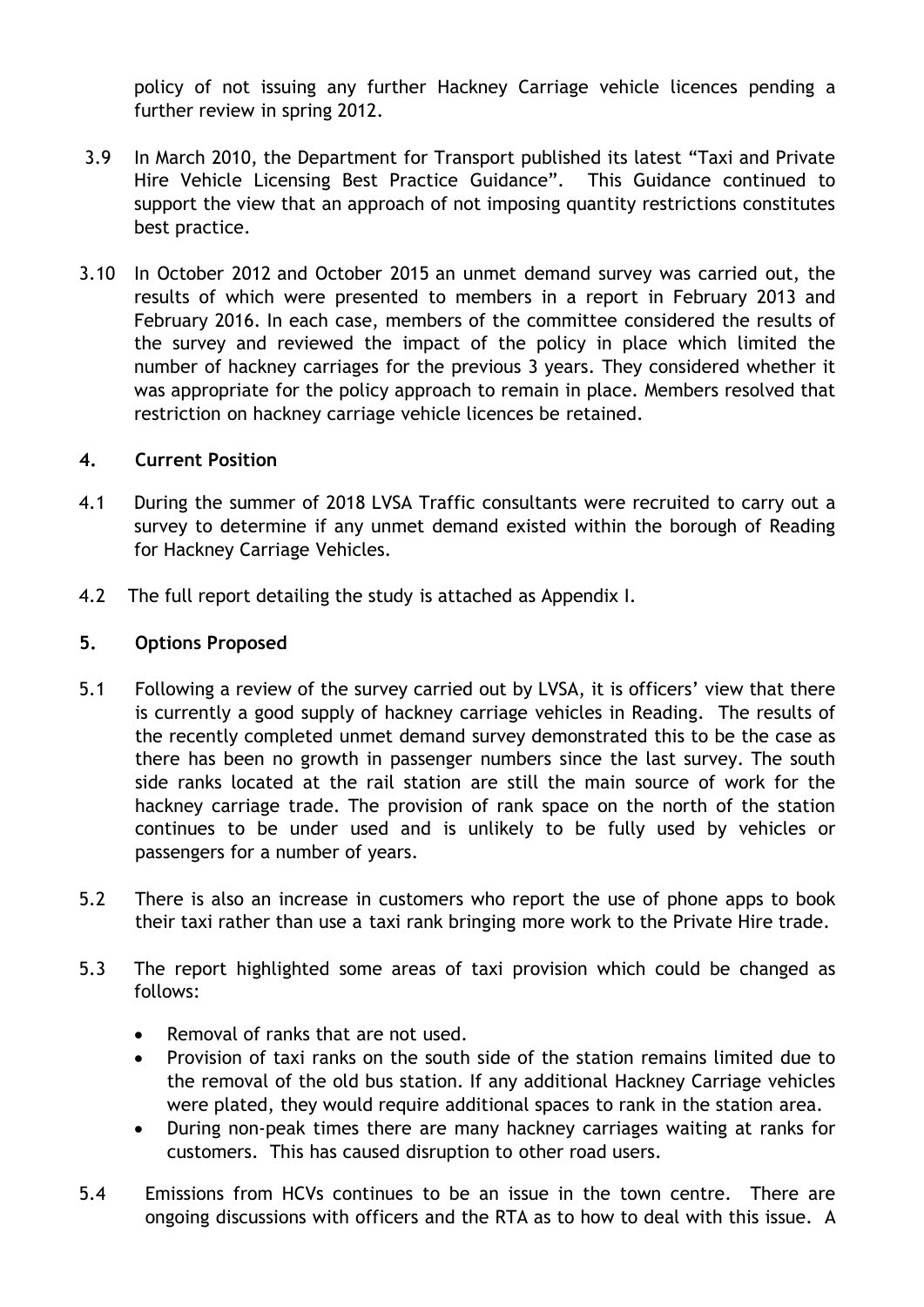policy of not issuing any further Hackney Carriage vehicle licences pending a further review in spring 2012.

3.9 In March 2010, the Department for Transport published its latest "Taxi and Private Hire Vehicle Licensing Best Practice Guidance". This Guidance continued to support the view that an approach of not imposing quantity restrictions constitutes best practice.

3.10 In October 2012 and October 2015 an unmet demand survey was carried out, the results of which were presented to members in a report in February 2013 and February 2016. In each case, members of the committee considered the results of the survey and reviewed the impact of the policy in place which limited the number of hackney carriages for the previous 3 years. They considered whether it was appropriate for the policy approach to remain in place. Members resolved that restriction on hackney carriage vehicle licences be retained.

## 4. Current Position

4.1 During the summer of 2018 LVSA Traffic consultants were recruited to carry out a survey to determine if any unmet demand existed within the borough of Reading for Hackney Carriage Vehicles.

4.2 The full report detailing the study is attached as Appendix I.

## 5. Options Proposed

5.1 Following a review of the survey carried out by LVSA, it is officers' view that there is currently a good supply of hackney carriage vehicles in Reading. The results of the recently completed unmet demand survey demonstrated this to be the case as there has been no growth in passenger numbers since the last survey. The south side ranks located at the rail station are still the main source of work for the hackney carriage trade. The provision of rank space on the north of the station continues to be under used and is unlikely to be fully used by vehicles or passengers for a number of years.

5.2 There is also an increase in customers who report the use of phone apps to book their taxi rather than use a taxi rank bringing more work to the Private Hire trade.

5.3 The report highlighted some areas of taxi provision which could be changed as follows:

- Removal of ranks that are not used.
- Provision of taxi ranks on the south side of the station remains limited due to the removal of the old bus station. If any additional Hackney Carriage vehicles were plated, they would require additional spaces to rank in the station area.
- During non-peak times there are many hackney carriages waiting at ranks for customers. This has caused disruption to other road users.

5.4 Emissions from HCVs continues to be an issue in the town centre. There are ongoing discussions with officers and the RTA as to how to deal with this issue. A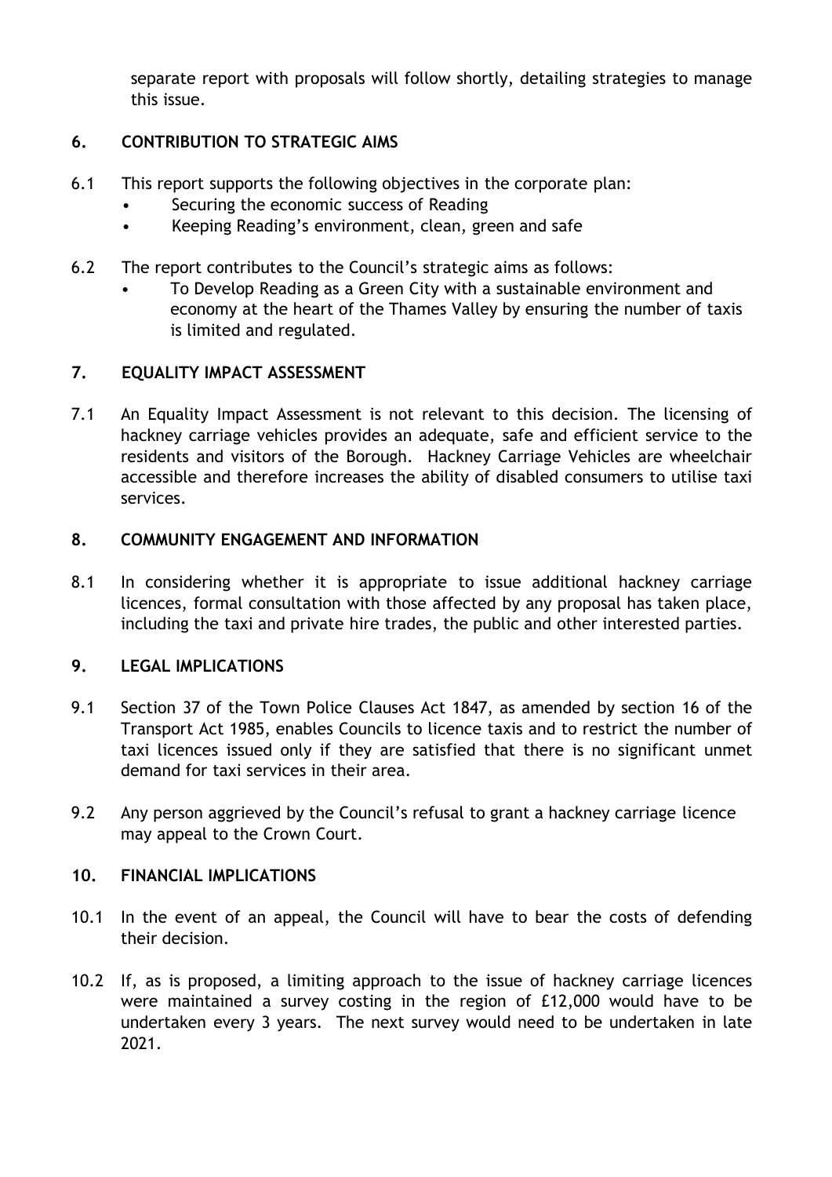separate report with proposals will follow shortly, detailing strategies to manage this issue.

## 6. CONTRIBUTION TO STRATEGIC AIMS

6.1 This report supports the following objectives in the corporate plan:

- Securing the economic success of Reading
- Keeping Reading's environment, clean, green and safe

6.2 The report contributes to the Council's strategic aims as follows:

- To Develop Reading as a Green City with a sustainable environment and economy at the heart of the Thames Valley by ensuring the number of taxis is limited and regulated.

## 7. EQUALITY IMPACT ASSESSMENT

7.1 An Equality Impact Assessment is not relevant to this decision. The licensing of hackney carriage vehicles provides an adequate, safe and efficient service to the residents and visitors of the Borough. Hackney Carriage Vehicles are wheelchair accessible and therefore increases the ability of disabled consumers to utilise taxi services.

## 8. COMMUNITY ENGAGEMENT AND INFORMATION

8.1 In considering whether it is appropriate to issue additional hackney carriage licences, formal consultation with those affected by any proposal has taken place, including the taxi and private hire trades, the public and other interested parties.

## 9. LEGAL IMPLICATIONS

9.1 Section 37 of the Town Police Clauses Act 1847, as amended by section 16 of the Transport Act 1985, enables Councils to licence taxis and to restrict the number of taxi licences issued only if they are satisfied that there is no significant unmet demand for taxi services in their area.

9.2 Any person aggrieved by the Council's refusal to grant a hackney carriage licence may appeal to the Crown Court.

## 10. FINANCIAL IMPLICATIONS

10.1 In the event of an appeal, the Council will have to bear the costs of defending their decision.

10.2 If, as is proposed, a limiting approach to the issue of hackney carriage licences were maintained a survey costing in the region of £12,000 would have to be undertaken every 3 years. The next survey would need to be undertaken in late 2021.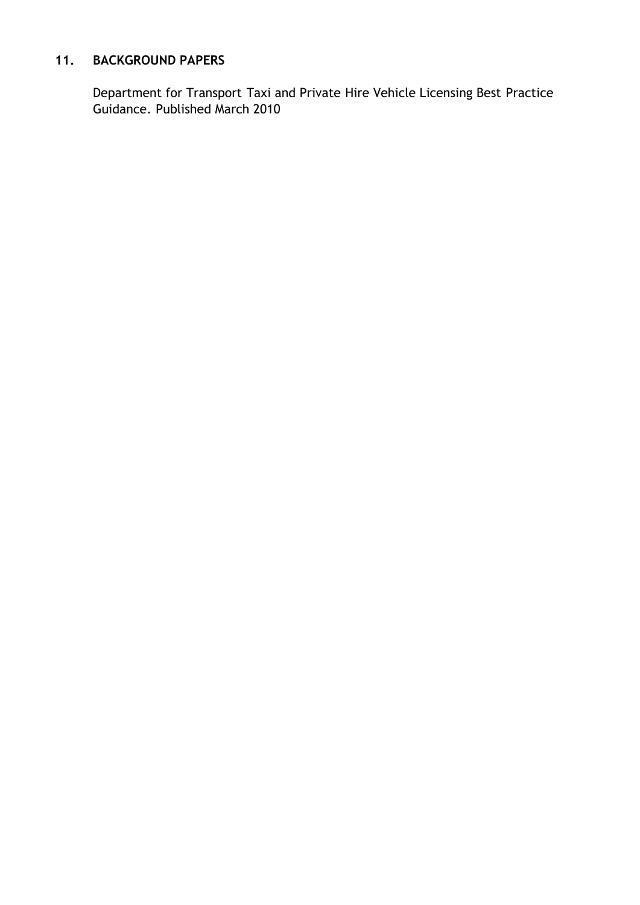## 11. BACKGROUND PAPERS

Department for Transport Taxi and Private Hire Vehicle Licensing Best Practice Guidance. Published March 2010